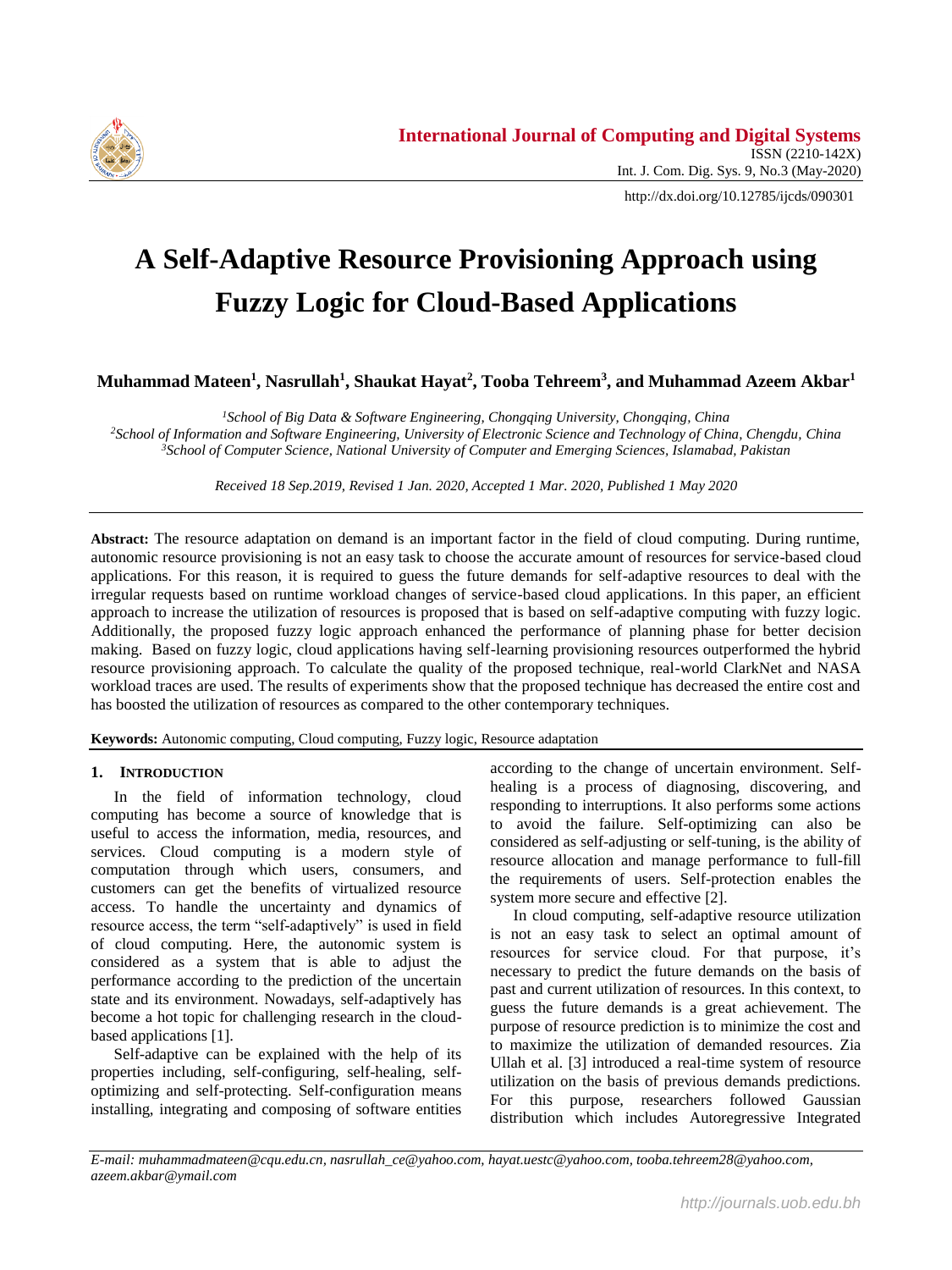# A Self-Adaptive Resource Provisioning Approach using Fuzzy Logic for Cloud-Based Applications

**Muhammad Mateen[1], Nasrullah[1], Shaukat Hayat[2], Tooba Tehreem[3], and Muhammad Azeem Akbar[1]**

*[1]School of Big Data & Software Engineering, Chongqing University, Chongqing, China*
*[2]School of Information and Software Engineering, University of Electronic Science and Technology of China, Chengdu, China*
*[3]School of Computer Science, National University of Computer and Emerging Sciences, Islamabad, Pakistan*

*Received 18 Sep.2019, Revised 1 Jan. 2020, Accepted 1 Mar. 2020, Published 1 May 2020*

**Abstract:** The resource adaptation on demand is an important factor in the field of cloud computing. During runtime, autonomic resource provisioning is not an easy task to choose the accurate amount of resources for service-based cloud applications. For this reason, it is required to guess the future demands for self-adaptive resources to deal with the irregular requests based on runtime workload changes of service-based cloud applications. In this paper, an efficient approach to increase the utilization of resources is proposed that is based on self-adaptive computing with fuzzy logic. Additionally, the proposed fuzzy logic approach enhanced the performance of planning phase for better decision making. Based on fuzzy logic, cloud applications having self-learning provisioning resources outperformed the hybrid resource provisioning approach. To calculate the quality of the proposed technique, real-world ClarkNet and NASA workload traces are used. The results of experiments show that the proposed technique has decreased the entire cost and has boosted the utilization of resources as compared to the other contemporary techniques.

**Keywords:** Autonomic computing, Cloud computing, Fuzzy logic, Resource adaptation

## 1. Introduction

In the field of information technology, cloud computing has become a source of knowledge that is useful to access the information, media, resources, and services. Cloud computing is a modern style of computation through which users, consumers, and customers can get the benefits of virtualized resource access. To handle the uncertainty and dynamics of resource access, the term "self-adaptively" is used in field of cloud computing. Here, the autonomic system is considered as a system that is able to adjust the performance according to the prediction of the uncertain state and its environment. Nowadays, self-adaptively has become a hot topic for challenging research in the cloud-based applications [1].

Self-adaptive can be explained with the help of its properties including, self-configuring, self-healing, self-optimizing and self-protecting. Self-configuration means installing, integrating and composing of software entities according to the change of uncertain environment. Self-healing is a process of diagnosing, discovering, and responding to interruptions. It also performs some actions to avoid the failure. Self-optimizing can also be considered as self-adjusting or self-tuning, is the ability of resource allocation and manage performance to full-fill the requirements of users. Self-protection enables the system more secure and effective [2].

In cloud computing, self-adaptive resource utilization is not an easy task to select an optimal amount of resources for service cloud. For that purpose, it's necessary to predict the future demands on the basis of past and current utilization of resources. In this context, to guess the future demands is a great achievement. The purpose of resource prediction is to minimize the cost and to maximize the utilization of demanded resources. Zia Ullah et al. [3] introduced a real-time system of resource utilization on the basis of previous demands predictions. For this purpose, researchers followed Gaussian distribution which includes Autoregressive Integrated

E-mail: muhammadmateen@cqu.edu.cn, nasrullah_ce@yahoo.com, hayat.uestc@yahoo.com, tooba.tehreem28@yahoo.com, azeem.akbar@ymail.com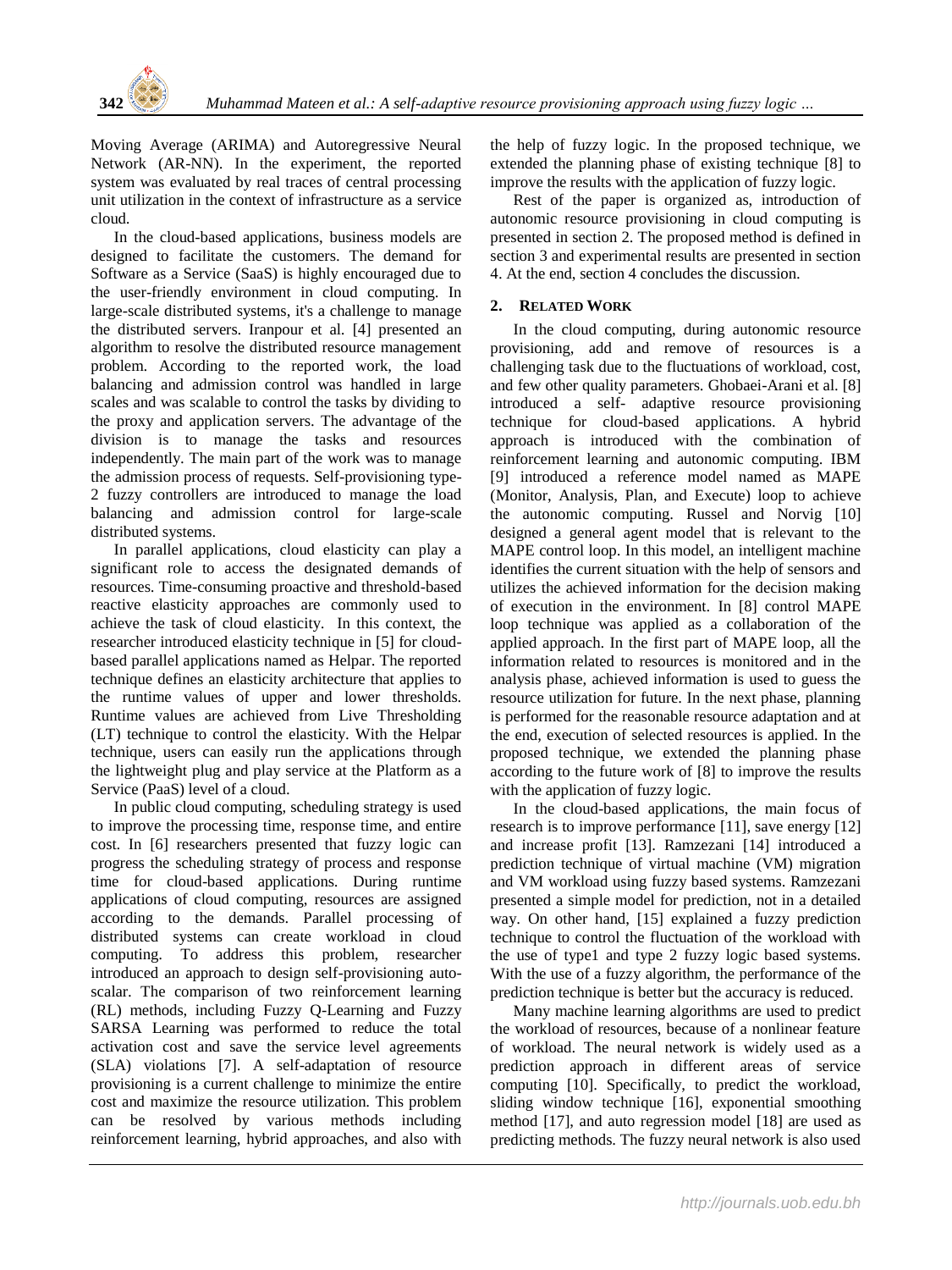Moving Average (ARIMA) and Autoregressive Neural Network (AR-NN). In the experiment, the reported system was evaluated by real traces of central processing unit utilization in the context of infrastructure as a service cloud.

In the cloud-based applications, business models are designed to facilitate the customers. The demand for Software as a Service (SaaS) is highly encouraged due to the user-friendly environment in cloud computing. In large-scale distributed systems, it's a challenge to manage the distributed servers. Iranpour et al. [4] presented an algorithm to resolve the distributed resource management problem. According to the reported work, the load balancing and admission control was handled in large scales and was scalable to control the tasks by dividing to the proxy and application servers. The advantage of the division is to manage the tasks and resources independently. The main part of the work was to manage the admission process of requests. Self-provisioning type-2 fuzzy controllers are introduced to manage the load balancing and admission control for large-scale distributed systems.

In parallel applications, cloud elasticity can play a significant role to access the designated demands of resources. Time-consuming proactive and threshold-based reactive elasticity approaches are commonly used to achieve the task of cloud elasticity. In this context, the researcher introduced elasticity technique in [5] for cloud-based parallel applications named as Helpar. The reported technique defines an elasticity architecture that applies to the runtime values of upper and lower thresholds. Runtime values are achieved from Live Thresholding (LT) technique to control the elasticity. With the Helpar technique, users can easily run the applications through the lightweight plug and play service at the Platform as a Service (PaaS) level of a cloud.

In public cloud computing, scheduling strategy is used to improve the processing time, response time, and entire cost. In [6] researchers presented that fuzzy logic can progress the scheduling strategy of process and response time for cloud-based applications. During runtime applications of cloud computing, resources are assigned according to the demands. Parallel processing of distributed systems can create workload in cloud computing. To address this problem, researcher introduced an approach to design self-provisioning auto-scalar. The comparison of two reinforcement learning (RL) methods, including Fuzzy Q-Learning and Fuzzy SARSA Learning was performed to reduce the total activation cost and save the service level agreements (SLA) violations [7]. A self-adaptation of resource provisioning is a current challenge to minimize the entire cost and maximize the resource utilization. This problem can be resolved by various methods including reinforcement learning, hybrid approaches, and also with the help of fuzzy logic. In the proposed technique, we extended the planning phase of existing technique [8] to improve the results with the application of fuzzy logic.

Rest of the paper is organized as, introduction of autonomic resource provisioning in cloud computing is presented in section 2. The proposed method is defined in section 3 and experimental results are presented in section 4. At the end, section 4 concludes the discussion.

## 2. Related Work

In the cloud computing, during autonomic resource provisioning, add and remove of resources is a challenging task due to the fluctuations of workload, cost, and few other quality parameters. Ghobaei-Arani et al. [8] introduced a self- adaptive resource provisioning technique for cloud-based applications. A hybrid approach is introduced with the combination of reinforcement learning and autonomic computing. IBM [9] introduced a reference model named as MAPE (Monitor, Analysis, Plan, and Execute) loop to achieve the autonomic computing. Russel and Norvig [10] designed a general agent model that is relevant to the MAPE control loop. In this model, an intelligent machine identifies the current situation with the help of sensors and utilizes the achieved information for the decision making of execution in the environment. In [8] control MAPE loop technique was applied as a collaboration of the applied approach. In the first part of MAPE loop, all the information related to resources is monitored and in the analysis phase, achieved information is used to guess the resource utilization for future. In the next phase, planning is performed for the reasonable resource adaptation and at the end, execution of selected resources is applied. In the proposed technique, we extended the planning phase according to the future work of [8] to improve the results with the application of fuzzy logic.

In the cloud-based applications, the main focus of research is to improve performance [11], save energy [12] and increase profit [13]. Ramzezani [14] introduced a prediction technique of virtual machine (VM) migration and VM workload using fuzzy based systems. Ramzezani presented a simple model for prediction, not in a detailed way. On other hand, [15] explained a fuzzy prediction technique to control the fluctuation of the workload with the use of type1 and type 2 fuzzy logic based systems. With the use of a fuzzy algorithm, the performance of the prediction technique is better but the accuracy is reduced.

Many machine learning algorithms are used to predict the workload of resources, because of a nonlinear feature of workload. The neural network is widely used as a prediction approach in different areas of service computing [10]. Specifically, to predict the workload, sliding window technique [16], exponential smoothing method [17], and auto regression model [18] are used as predicting methods. The fuzzy neural network is also used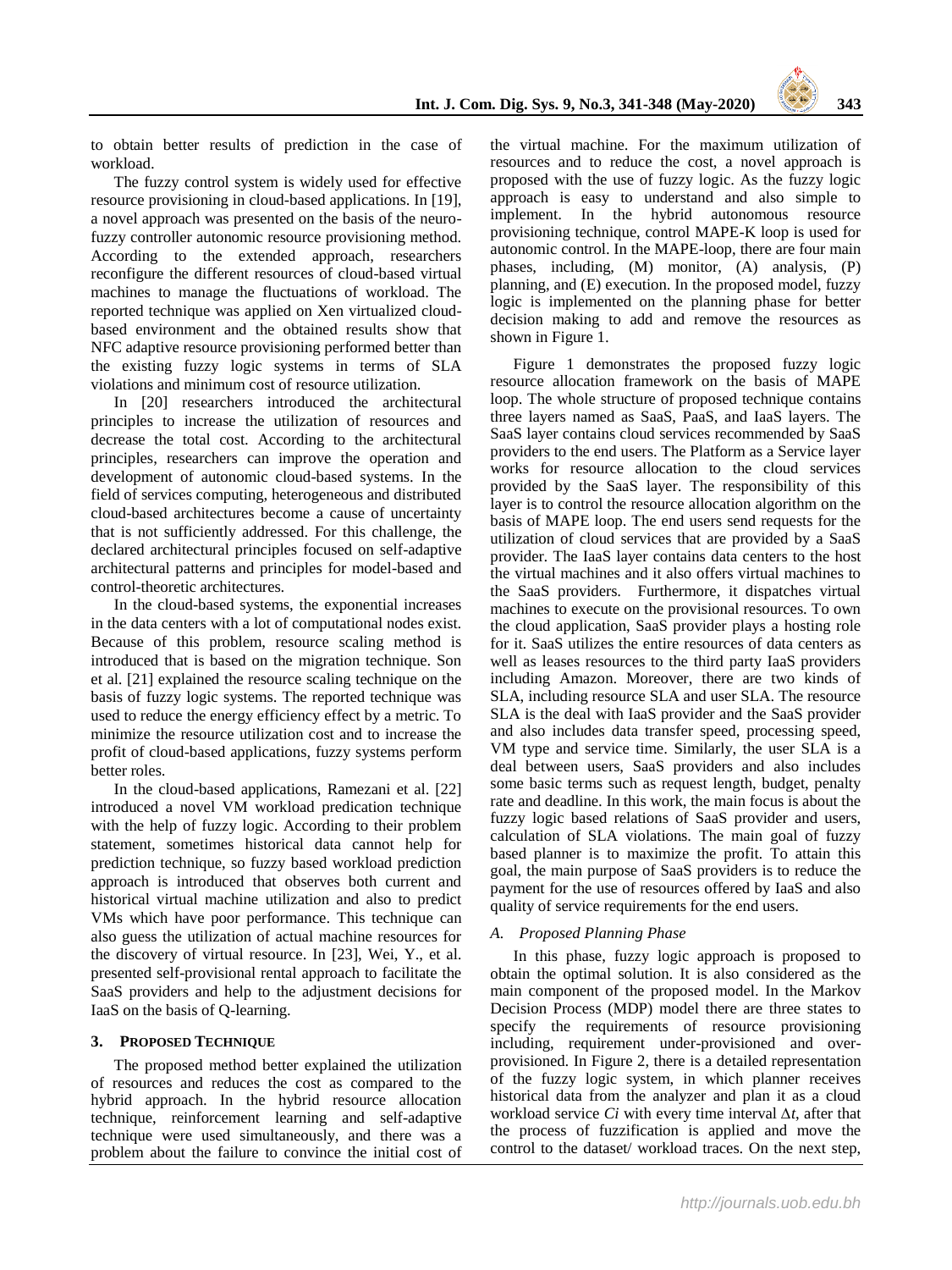to obtain better results of prediction in the case of workload.

The fuzzy control system is widely used for effective resource provisioning in cloud-based applications. In [19], a novel approach was presented on the basis of the neuro-fuzzy controller autonomic resource provisioning method. According to the extended approach, researchers reconfigure the different resources of cloud-based virtual machines to manage the fluctuations of workload. The reported technique was applied on Xen virtualized cloud-based environment and the obtained results show that NFC adaptive resource provisioning performed better than the existing fuzzy logic systems in terms of SLA violations and minimum cost of resource utilization.

In [20] researchers introduced the architectural principles to increase the utilization of resources and decrease the total cost. According to the architectural principles, researchers can improve the operation and development of autonomic cloud-based systems. In the field of services computing, heterogeneous and distributed cloud-based architectures become a cause of uncertainty that is not sufficiently addressed. For this challenge, the declared architectural principles focused on self-adaptive architectural patterns and principles for model-based and control-theoretic architectures.

In the cloud-based systems, the exponential increases in the data centers with a lot of computational nodes exist. Because of this problem, resource scaling method is introduced that is based on the migration technique. Son et al. [21] explained the resource scaling technique on the basis of fuzzy logic systems. The reported technique was used to reduce the energy efficiency effect by a metric. To minimize the resource utilization cost and to increase the profit of cloud-based applications, fuzzy systems perform better roles.

In the cloud-based applications, Ramezani et al. [22] introduced a novel VM workload predication technique with the help of fuzzy logic. According to their problem statement, sometimes historical data cannot help for prediction technique, so fuzzy based workload prediction approach is introduced that observes both current and historical virtual machine utilization and also to predict VMs which have poor performance. This technique can also guess the utilization of actual machine resources for the discovery of virtual resource. In [23], Wei, Y., et al. presented self-provisional rental approach to facilitate the SaaS providers and help to the adjustment decisions for IaaS on the basis of Q-learning.

## 3. Proposed Technique

The proposed method better explained the utilization of resources and reduces the cost as compared to the hybrid approach. In the hybrid resource allocation technique, reinforcement learning and self-adaptive technique were used simultaneously, and there was a problem about the failure to convince the initial cost of the virtual machine. For the maximum utilization of resources and to reduce the cost, a novel approach is proposed with the use of fuzzy logic. As the fuzzy logic approach is easy to understand and also simple to implement. In the hybrid autonomous resource provisioning technique, control MAPE-K loop is used for autonomic control. In the MAPE-loop, there are four main phases, including, (M) monitor, (A) analysis, (P) planning, and (E) execution. In the proposed model, fuzzy logic is implemented on the planning phase for better decision making to add and remove the resources as shown in Figure 1.

Figure 1 demonstrates the proposed fuzzy logic resource allocation framework on the basis of MAPE loop. The whole structure of proposed technique contains three layers named as SaaS, PaaS, and IaaS layers. The SaaS layer contains cloud services recommended by SaaS providers to the end users. The Platform as a Service layer works for resource allocation to the cloud services provided by the SaaS layer. The responsibility of this layer is to control the resource allocation algorithm on the basis of MAPE loop. The end users send requests for the utilization of cloud services that are provided by a SaaS provider. The IaaS layer contains data centers to the host the virtual machines and it also offers virtual machines to the SaaS providers. Furthermore, it dispatches virtual machines to execute on the provisional resources. To own the cloud application, SaaS provider plays a hosting role for it. SaaS utilizes the entire resources of data centers as well as leases resources to the third party IaaS providers including Amazon. Moreover, there are two kinds of SLA, including resource SLA and user SLA. The resource SLA is the deal with IaaS provider and the SaaS provider and also includes data transfer speed, processing speed, VM type and service time. Similarly, the user SLA is a deal between users, SaaS providers and also includes some basic terms such as request length, budget, penalty rate and deadline. In this work, the main focus is about the fuzzy logic based relations of SaaS provider and users, calculation of SLA violations. The main goal of fuzzy based planner is to maximize the profit. To attain this goal, the main purpose of SaaS providers is to reduce the payment for the use of resources offered by IaaS and also quality of service requirements for the end users.

### *A. Proposed Planning Phase*

In this phase, fuzzy logic approach is proposed to obtain the optimal solution. It is also considered as the main component of the proposed model. In the Markov Decision Process (MDP) model there are three states to specify the requirements of resource provisioning including, requirement under-provisioned and over-provisioned. In Figure 2, there is a detailed representation of the fuzzy logic system, in which planner receives historical data from the analyzer and plan it as a cloud workload service $C_i$ with every time interval $\Delta t$, after that the process of fuzzification is applied and move the control to the dataset/ workload traces. On the next step,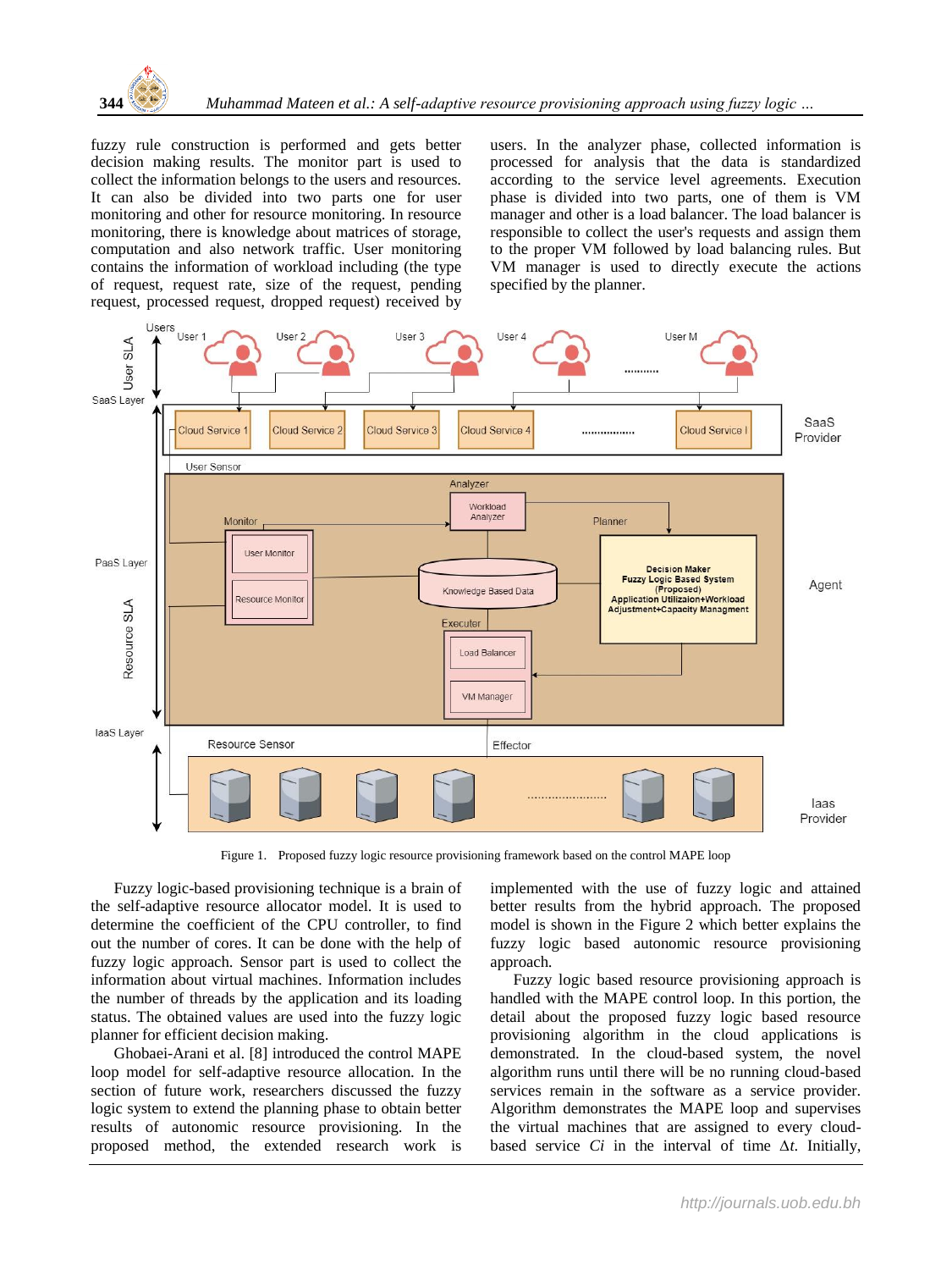fuzzy rule construction is performed and gets better decision making results. The monitor part is used to collect the information belongs to the users and resources. It can also be divided into two parts one for user monitoring and other for resource monitoring. In resource monitoring, there is knowledge about matrices of storage, computation and also network traffic. User monitoring contains the information of workload including (the type of request, request rate, size of the request, pending request, processed request, dropped request) received by users. In the analyzer phase, collected information is processed for analysis that the data is standardized according to the service level agreements. Execution phase is divided into two parts, one of them is VM manager and other is a load balancer. The load balancer is responsible to collect the user's requests and assign them to the proper VM followed by load balancing rules. But VM manager is used to directly execute the actions specified by the planner.

Figure 1. Proposed fuzzy logic resource provisioning framework based on the control MAPE loop

Fuzzy logic-based provisioning technique is a brain of the self-adaptive resource allocator model. It is used to determine the coefficient of the CPU controller, to find out the number of cores. It can be done with the help of fuzzy logic approach. Sensor part is used to collect the information about virtual machines. Information includes the number of threads by the application and its loading status. The obtained values are used into the fuzzy logic planner for efficient decision making.

Ghobaei-Arani et al. [8] introduced the control MAPE loop model for self-adaptive resource allocation. In the section of future work, researchers discussed the fuzzy logic system to extend the planning phase to obtain better results of autonomic resource provisioning. In the proposed method, the extended research work is implemented with the use of fuzzy logic and attained better results from the hybrid approach. The proposed model is shown in the Figure 2 which better explains the fuzzy logic based autonomic resource provisioning approach.

Fuzzy logic based resource provisioning approach is handled with the MAPE control loop. In this portion, the detail about the proposed fuzzy logic based resource provisioning algorithm in the cloud applications is demonstrated. In the cloud-based system, the novel algorithm runs until there will be no running cloud-based services remain in the software as a service provider. Algorithm demonstrates the MAPE loop and supervises the virtual machines that are assigned to every cloud-based service $C_i$ in the interval of time $\Delta t$. Initially,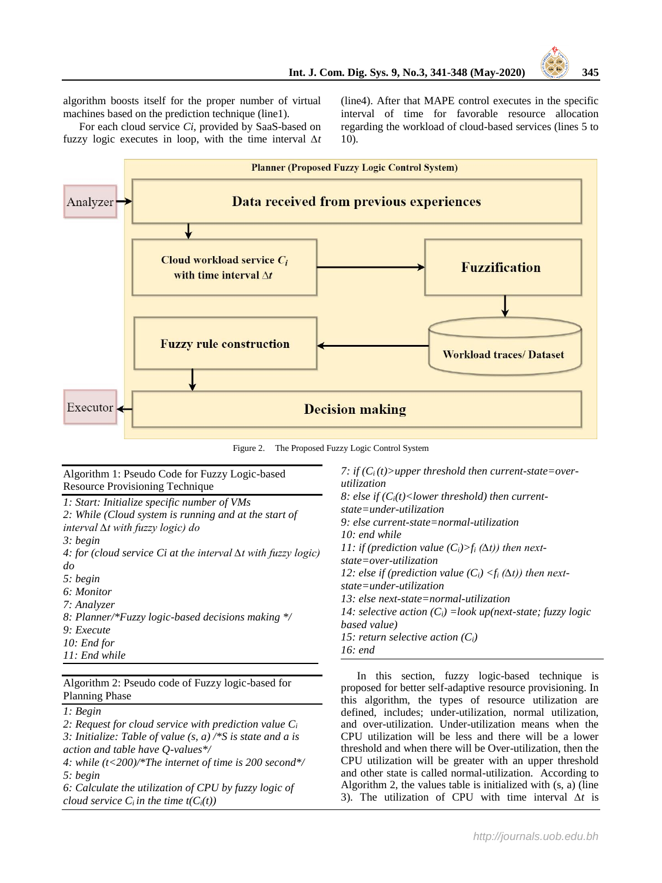algorithm boosts itself for the proper number of virtual machines based on the prediction technique (line1).

For each cloud service *Ci*, provided by SaaS-based on fuzzy logic executes in loop, with the time interval $\Delta t$ (line4). After that MAPE control executes in the specific interval of time for favorable resource allocation regarding the workload of cloud-based services (lines 5 to 10).

Planner (Proposed Fuzzy Logic Control System)

Analyzer → Data received from previous experiences → Cloud workload service $C_i$ with time interval $\Delta t$ → Fuzzification → Workload traces/ Dataset → Fuzzy rule construction → Decision making → Executor

Figure 2. The Proposed Fuzzy Logic Control System

Algorithm 1: Pseudo Code for Fuzzy Logic-based Resource Provisioning Technique

*1: Start: Initialize specific number of VMs*
*2: While (Cloud system is running and at the start of interval* $\Delta t$ *with fuzzy logic) do*
*3: begin*
*4: for (cloud service Ci at the interval* $\Delta t$ *with fuzzy logic) do*
*5: begin*
*6: Monitor*
*7: Analyzer*
*8: Planner/\*Fuzzy logic-based decisions making \*/*
*9: Execute*
*10: End for*
*11: End while*

Algorithm 2: Pseudo code of Fuzzy logic-based for Planning Phase

*1: Begin*
*2: Request for cloud service with prediction value* $C_i$
*3: Initialize: Table of value (s, a) /\*S is state and a is action and table have Q-values\*/*
*4: while (t<200)/\*The internet of time is 200 second\*/*
*5: begin*
*6: Calculate the utilization of CPU by fuzzy logic of cloud service* $C_i$ *in the time* $t(C_i(t))$
*7: if* $(C_i(t)$*>upper threshold then current-state=over-utilization*
*8: else if* $(C_i(t)$*<lower threshold) then current-state=under-utilization*
*9: else current-state=normal-utilization*
*10: end while*
*11: if (prediction value* $(C_i) > f_i(\Delta t)$*) then next-state=over-utilization*
*12: else if (prediction value* $(C_i) < f_i(\Delta t)$*) then next-state=under-utilization*
*13: else next-state=normal-utilization*
*14: selective action* $(C_i)$ *=look up(next-state; fuzzy logic based value)*
*15: return selective action* $(C_i)$
*16: end*

In this section, fuzzy logic-based technique is proposed for better self-adaptive resource provisioning. In this algorithm, the types of resource utilization are defined, includes; under-utilization, normal utilization, and over-utilization. Under-utilization means when the CPU utilization will be less and there will be a lower threshold and when there will be Over-utilization, then the CPU utilization will be greater with an upper threshold and other state is called normal-utilization. According to Algorithm 2, the values table is initialized with (s, a) (line 3). The utilization of CPU with time interval $\Delta t$ is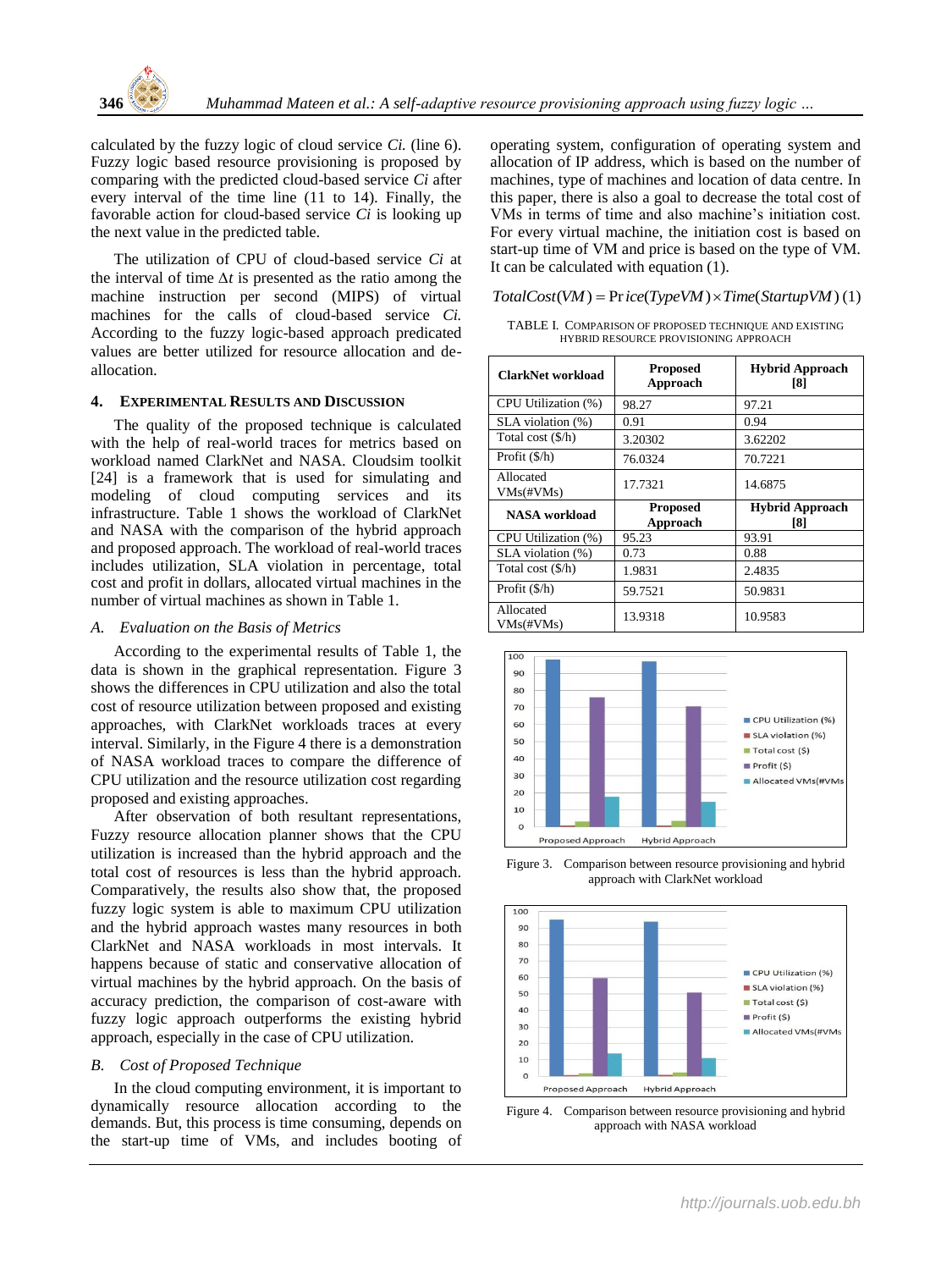calculated by the fuzzy logic of cloud service *Ci.* (line 6). Fuzzy logic based resource provisioning is proposed by comparing with the predicted cloud-based service *Ci* after every interval of the time line (11 to 14). Finally, the favorable action for cloud-based service *Ci* is looking up the next value in the predicted table.

The utilization of CPU of cloud-based service *Ci* at the interval of time $\Delta t$ is presented as the ratio among the machine instruction per second (MIPS) of virtual machines for the calls of cloud-based service *Ci.* According to the fuzzy logic-based approach predicated values are better utilized for resource allocation and de-allocation.

## 4. Experimental Results and Discussion

The quality of the proposed technique is calculated with the help of real-world traces for metrics based on workload named ClarkNet and NASA. Cloudsim toolkit [24] is a framework that is used for simulating and modeling of cloud computing services and its infrastructure. Table 1 shows the workload of ClarkNet and NASA with the comparison of the hybrid approach and proposed approach. The workload of real-world traces includes utilization, SLA violation in percentage, total cost and profit in dollars, allocated virtual machines in the number of virtual machines as shown in Table 1.

### *A. Evaluation on the Basis of Metrics*

According to the experimental results of Table 1, the data is shown in the graphical representation. Figure 3 shows the differences in CPU utilization and also the total cost of resource utilization between proposed and existing approaches, with ClarkNet workloads traces at every interval. Similarly, in the Figure 4 there is a demonstration of NASA workload traces to compare the difference of CPU utilization and the resource utilization cost regarding proposed and existing approaches.

After observation of both resultant representations, Fuzzy resource allocation planner shows that the CPU utilization is increased than the hybrid approach and the total cost of resources is less than the hybrid approach. Comparatively, the results also show that, the proposed fuzzy logic system is able to maximum CPU utilization and the hybrid approach wastes many resources in both ClarkNet and NASA workloads in most intervals. It happens because of static and conservative allocation of virtual machines by the hybrid approach. On the basis of accuracy prediction, the comparison of cost-aware with fuzzy logic approach outperforms the existing hybrid approach, especially in the case of CPU utilization.

### *B. Cost of Proposed Technique*

In the cloud computing environment, it is important to dynamically resource allocation according to the demands. But, this process is time consuming, depends on the start-up time of VMs, and includes booting of operating system, configuration of operating system and allocation of IP address, which is based on the number of machines, type of machines and location of data centre. In this paper, there is also a goal to decrease the total cost of VMs in terms of time and also machine's initiation cost. For every virtual machine, the initiation cost is based on start-up time of VM and price is based on the type of VM. It can be calculated with equation (1).

$$TotalCost(VM) = Price(TypeVM) \times Time(StartupVM) \quad (1)$$

TABLE I. Comparison of proposed technique and existing hybrid resource provisioning approach

| ClarkNet workload | Proposed Approach | Hybrid Approach [8] |
|---|---|---|
| CPU Utilization (%) | 98.27 | 97.21 |
| SLA violation (%) | 0.91 | 0.94 |
| Total cost ($/h) | 3.20302 | 3.62202 |
| Profit ($/h) | 76.0324 | 70.7221 |
| Allocated VMs(#VMs) | 17.7321 | 14.6875 |
| **NASA workload** | **Proposed Approach** | **Hybrid Approach [8]** |
| CPU Utilization (%) | 95.23 | 93.91 |
| SLA violation (%) | 0.73 | 0.88 |
| Total cost ($/h) | 1.9831 | 2.4835 |
| Profit ($/h) | 59.7521 | 50.9831 |
| Allocated VMs(#VMs) | 13.9318 | 10.9583 |

Figure 3. Comparison between resource provisioning and hybrid approach with ClarkNet workload

Figure 4. Comparison between resource provisioning and hybrid approach with NASA workload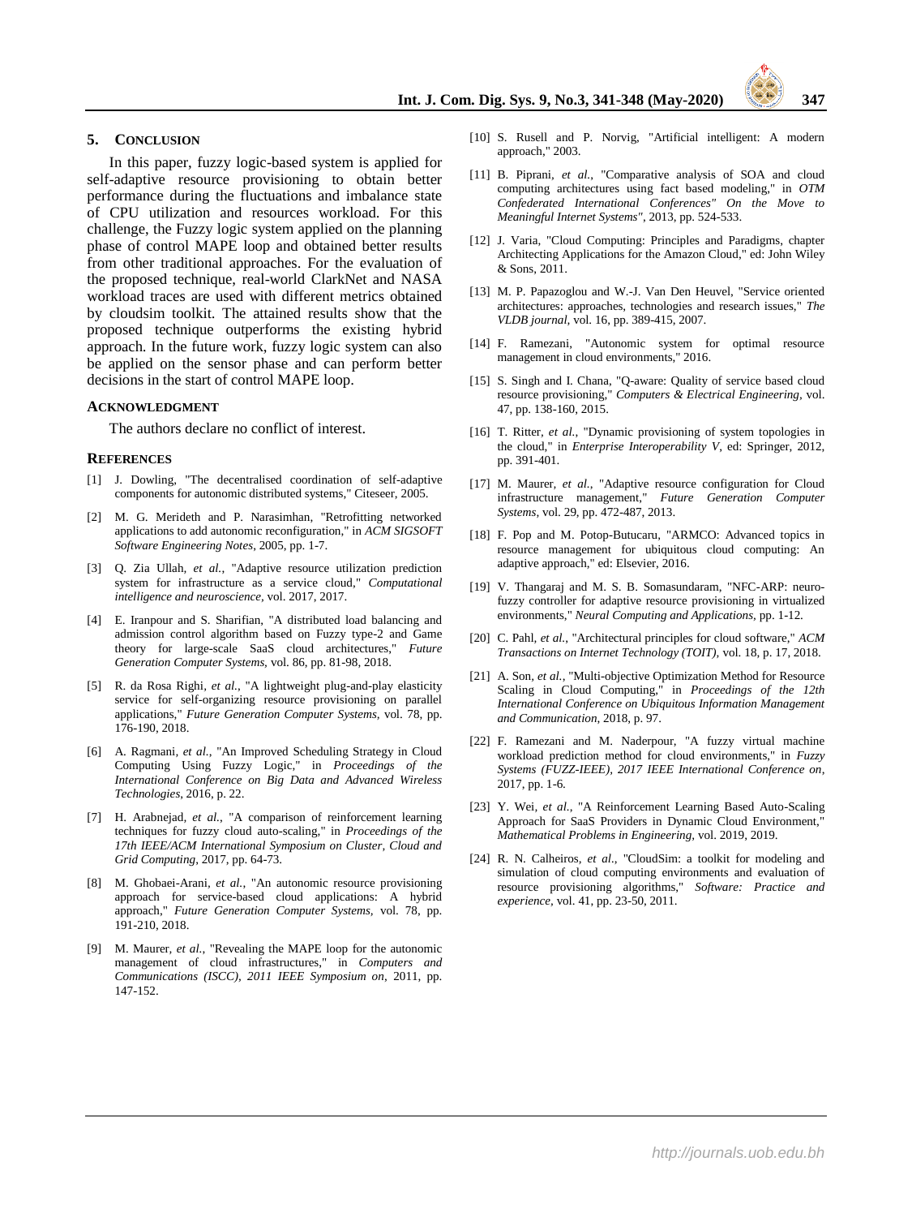## 5. Conclusion

In this paper, fuzzy logic-based system is applied for self-adaptive resource provisioning to obtain better performance during the fluctuations and imbalance state of CPU utilization and resources workload. For this challenge, the Fuzzy logic system applied on the planning phase of control MAPE loop and obtained better results from other traditional approaches. For the evaluation of the proposed technique, real-world ClarkNet and NASA workload traces are used with different metrics obtained by cloudsim toolkit. The attained results show that the proposed technique outperforms the existing hybrid approach. In the future work, fuzzy logic system can also be applied on the sensor phase and can perform better decisions in the start of control MAPE loop.

### Acknowledgment

The authors declare no conflict of interest.

### References

[1] J. Dowling, "The decentralised coordination of self-adaptive components for autonomic distributed systems," Citeseer, 2005.

[2] M. G. Merideth and P. Narasimhan, "Retrofitting networked applications to add autonomic reconfiguration," in *ACM SIGSOFT Software Engineering Notes*, 2005, pp. 1-7.

[3] Q. Zia Ullah, *et al.*, "Adaptive resource utilization prediction system for infrastructure as a service cloud," *Computational intelligence and neuroscience,* vol. 2017, 2017.

[4] E. Iranpour and S. Sharifian, "A distributed load balancing and admission control algorithm based on Fuzzy type-2 and Game theory for large-scale SaaS cloud architectures," *Future Generation Computer Systems,* vol. 86, pp. 81-98, 2018.

[5] R. da Rosa Righi, *et al.*, "A lightweight plug-and-play elasticity service for self-organizing resource provisioning on parallel applications," *Future Generation Computer Systems,* vol. 78, pp. 176-190, 2018.

[6] A. Ragmani, *et al.*, "An Improved Scheduling Strategy in Cloud Computing Using Fuzzy Logic," in *Proceedings of the International Conference on Big Data and Advanced Wireless Technologies*, 2016, p. 22.

[7] H. Arabnejad, *et al.*, "A comparison of reinforcement learning techniques for fuzzy cloud auto-scaling," in *Proceedings of the 17th IEEE/ACM International Symposium on Cluster, Cloud and Grid Computing*, 2017, pp. 64-73.

[8] M. Ghobaei-Arani, *et al.*, "An autonomic resource provisioning approach for service-based cloud applications: A hybrid approach," *Future Generation Computer Systems,* vol. 78, pp. 191-210, 2018.

[9] M. Maurer, *et al.*, "Revealing the MAPE loop for the autonomic management of cloud infrastructures," in *Computers and Communications (ISCC), 2011 IEEE Symposium on*, 2011, pp. 147-152.

[10] S. Rusell and P. Norvig, "Artificial intelligent: A modern approach," 2003.

[11] B. Piprani, *et al.*, "Comparative analysis of SOA and cloud computing architectures using fact based modeling," in *OTM Confederated International Conferences" On the Move to Meaningful Internet Systems"*, 2013, pp. 524-533.

[12] J. Varia, "Cloud Computing: Principles and Paradigms, chapter Architecting Applications for the Amazon Cloud," ed: John Wiley & Sons, 2011.

[13] M. P. Papazoglou and W.-J. Van Den Heuvel, "Service oriented architectures: approaches, technologies and research issues," *The VLDB journal,* vol. 16, pp. 389-415, 2007.

[14] F. Ramezani, "Autonomic system for optimal resource management in cloud environments," 2016.

[15] S. Singh and I. Chana, "Q-aware: Quality of service based cloud resource provisioning," *Computers & Electrical Engineering,* vol. 47, pp. 138-160, 2015.

[16] T. Ritter, *et al.*, "Dynamic provisioning of system topologies in the cloud," in *Enterprise Interoperability V*, ed: Springer, 2012, pp. 391-401.

[17] M. Maurer, *et al.*, "Adaptive resource configuration for Cloud infrastructure management," *Future Generation Computer Systems,* vol. 29, pp. 472-487, 2013.

[18] F. Pop and M. Potop-Butucaru, "ARMCO: Advanced topics in resource management for ubiquitous cloud computing: An adaptive approach," ed: Elsevier, 2016.

[19] V. Thangaraj and M. S. B. Somasundaram, "NFC-ARP: neuro-fuzzy controller for adaptive resource provisioning in virtualized environments," *Neural Computing and Applications,* pp. 1-12.

[20] C. Pahl, *et al.*, "Architectural principles for cloud software," *ACM Transactions on Internet Technology (TOIT),* vol. 18, p. 17, 2018.

[21] A. Son, *et al.*, "Multi-objective Optimization Method for Resource Scaling in Cloud Computing," in *Proceedings of the 12th International Conference on Ubiquitous Information Management and Communication*, 2018, p. 97.

[22] F. Ramezani and M. Naderpour, "A fuzzy virtual machine workload prediction method for cloud environments," in *Fuzzy Systems (FUZZ-IEEE), 2017 IEEE International Conference on*, 2017, pp. 1-6.

[23] Y. Wei, *et al.*, "A Reinforcement Learning Based Auto-Scaling Approach for SaaS Providers in Dynamic Cloud Environment," *Mathematical Problems in Engineering,* vol. 2019, 2019.

[24] R. N. Calheiros, *et al.*, "CloudSim: a toolkit for modeling and simulation of cloud computing environments and evaluation of resource provisioning algorithms," *Software: Practice and experience,* vol. 41, pp. 23-50, 2011.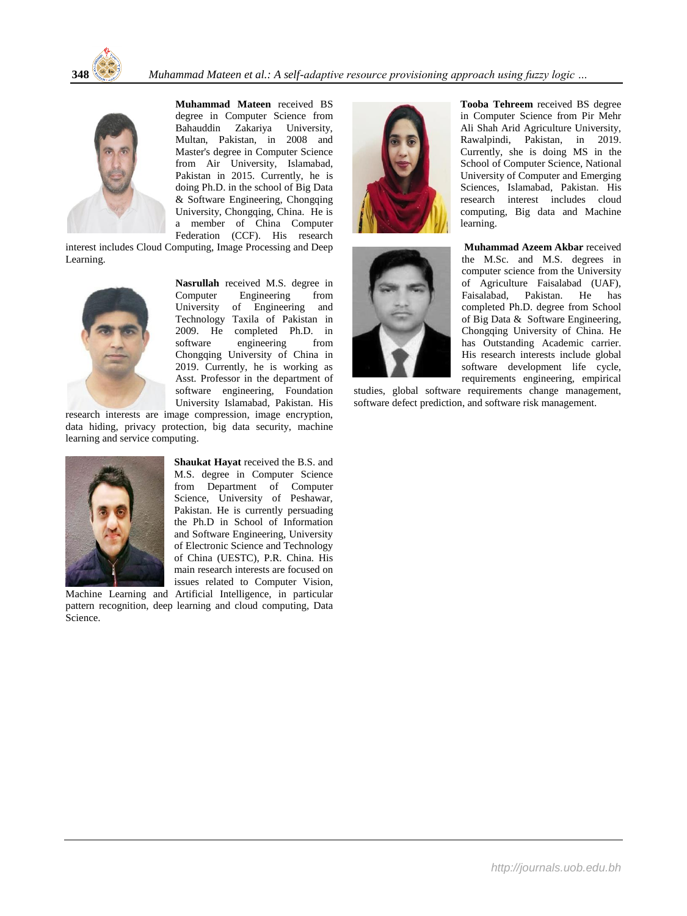**Muhammad Mateen** received BS degree in Computer Science from Bahauddin Zakariya University, Multan, Pakistan, in 2008 and Master's degree in Computer Science from Air University, Islamabad, Pakistan in 2015. Currently, he is doing Ph.D. in the school of Big Data & Software Engineering, Chongqing University, Chongqing, China. He is a member of China Computer Federation (CCF). His research interest includes Cloud Computing, Image Processing and Deep Learning.

**Nasrullah** received M.S. degree in Computer Engineering from University of Engineering and Technology Taxila of Pakistan in 2009. He completed Ph.D. in software engineering from Chongqing University of China in 2019. Currently, he is working as Asst. Professor in the department of software engineering, Foundation University Islamabad, Pakistan. His research interests are image compression, image encryption, data hiding, privacy protection, big data security, machine learning and service computing.

**Shaukat Hayat** received the B.S. and M.S. degree in Computer Science from Department of Computer Science, University of Peshawar, Pakistan. He is currently persuading the Ph.D in School of Information and Software Engineering, University of Electronic Science and Technology of China (UESTC), P.R. China. His main research interests are focused on issues related to Computer Vision, Machine Learning and Artificial Intelligence, in particular pattern recognition, deep learning and cloud computing, Data Science.

**Tooba Tehreem** received BS degree in Computer Science from Pir Mehr Ali Shah Arid Agriculture University, Rawalpindi, Pakistan, in 2019. Currently, she is doing MS in the School of Computer Science, National University of Computer and Emerging Sciences, Islamabad, Pakistan. His research interest includes cloud computing, Big data and Machine learning.

**Muhammad Azeem Akbar** received the M.Sc. and M.S. degrees in computer science from the University of Agriculture Faisalabad (UAF), Faisalabad, Pakistan. He has completed Ph.D. degree from School of Big Data & Software Engineering, Chongqing University of China. He has Outstanding Academic carrier. His research interests include global software development life cycle, requirements engineering, empirical studies, global software requirements change management, software defect prediction, and software risk management.